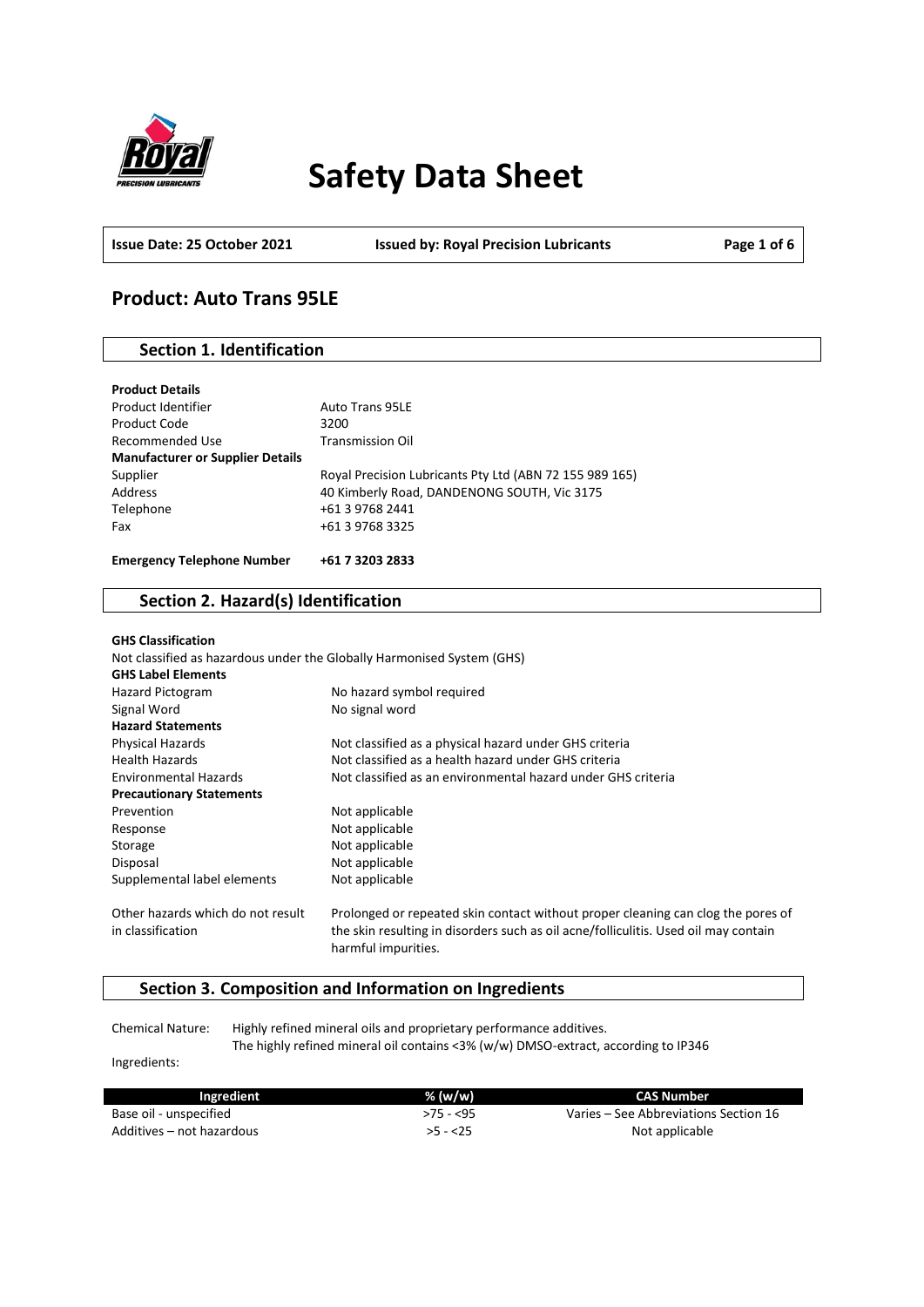# Safety Data Sheet

**Issue Date: 25 October 2021** **Issued by: Royal Precision Lubricants**

## Product: Auto Trans 95LE

### Section 1. Identification

**Product Details**

| | |
|---|---|
| Product Identifier | Auto Trans 95LE |
| Product Code | 3200 |
| Recommended Use | Transmission Oil |
| **Manufacturer or Supplier Details** | |
| Supplier | Royal Precision Lubricants Pty Ltd (ABN 72 155 989 165) |
| Address | 40 Kimberly Road, DANDENONG SOUTH, Vic 3175 |
| Telephone | +61 3 9768 2441 |
| Fax | +61 3 9768 3325 |

**Emergency Telephone Number** **+61 7 3203 2833**

### Section 2. Hazard(s) Identification

**GHS Classification**

Not classified as hazardous under the Globally Harmonised System (GHS)

| | |
|---|---|
| **GHS Label Elements** | |
| Hazard Pictogram | No hazard symbol required |
| Signal Word | No signal word |
| **Hazard Statements** | |
| Physical Hazards | Not classified as a physical hazard under GHS criteria |
| Health Hazards | Not classified as a health hazard under GHS criteria |
| Environmental Hazards | Not classified as an environmental hazard under GHS criteria |
| **Precautionary Statements** | |
| Prevention | Not applicable |
| Response | Not applicable |
| Storage | Not applicable |
| Disposal | Not applicable |
| Supplemental label elements | Not applicable |
| Other hazards which do not result in classification | Prolonged or repeated skin contact without proper cleaning can clog the pores of the skin resulting in disorders such as oil acne/folliculitis. Used oil may contain harmful impurities. |

### Section 3. Composition and Information on Ingredients

Chemical Nature: Highly refined mineral oils and proprietary performance additives.
The highly refined mineral oil contains <3% (w/w) DMSO-extract, according to IP346

Ingredients:

| Ingredient | % (w/w) | CAS Number |
|---|---|---|
| Base oil - unspecified | >75 - <95 | Varies – See Abbreviations Section 16 |
| Additives – not hazardous | >5 - <25 | Not applicable |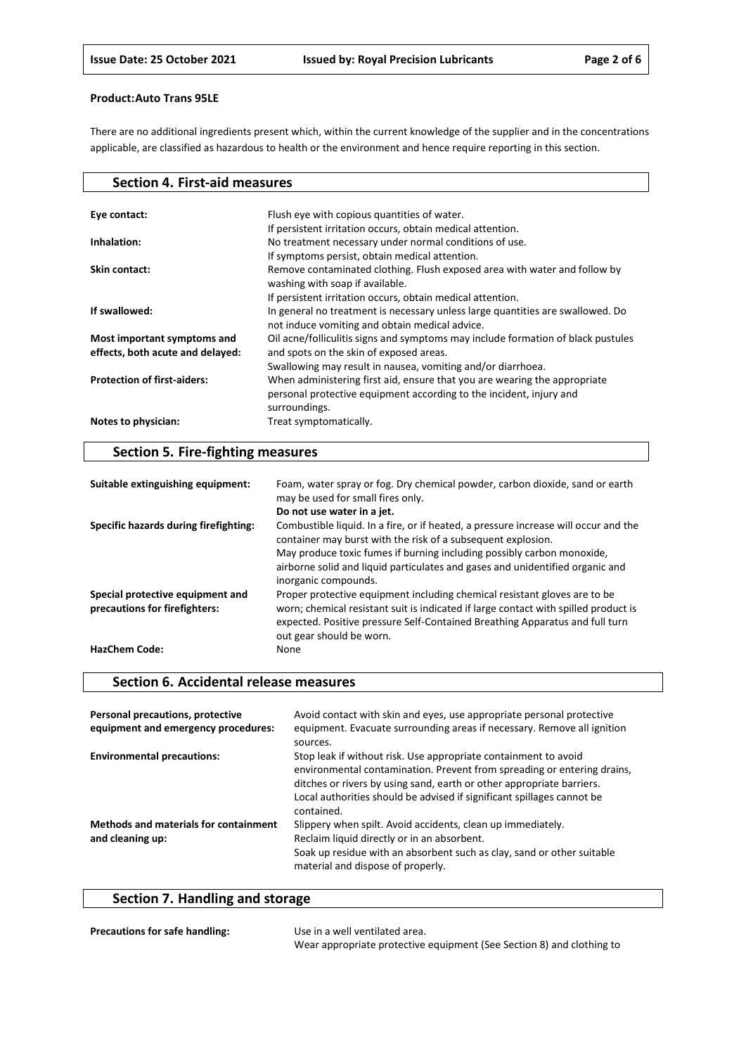**Product:Auto Trans 95LE**

There are no additional ingredients present which, within the current knowledge of the supplier and in the concentrations applicable, are classified as hazardous to health or the environment and hence require reporting in this section.

## Section 4. First-aid measures

| | |
|---|---|
| **Eye contact:** | Flush eye with copious quantities of water. If persistent irritation occurs, obtain medical attention. |
| **Inhalation:** | No treatment necessary under normal conditions of use. If symptoms persist, obtain medical attention. |
| **Skin contact:** | Remove contaminated clothing. Flush exposed area with water and follow by washing with soap if available. If persistent irritation occurs, obtain medical attention. |
| **If swallowed:** | In general no treatment is necessary unless large quantities are swallowed. Do not induce vomiting and obtain medical advice. |
| **Most important symptoms and effects, both acute and delayed:** | Oil acne/folliculitis signs and symptoms may include formation of black pustules and spots on the skin of exposed areas. Swallowing may result in nausea, vomiting and/or diarrhoea. |
| **Protection of first-aiders:** | When administering first aid, ensure that you are wearing the appropriate personal protective equipment according to the incident, injury and surroundings. |
| **Notes to physician:** | Treat symptomatically. |

## Section 5. Fire-fighting measures

| | |
|---|---|
| **Suitable extinguishing equipment:** | Foam, water spray or fog. Dry chemical powder, carbon dioxide, sand or earth may be used for small fires only. **Do not use water in a jet.** |
| **Specific hazards during firefighting:** | Combustible liquid. In a fire, or if heated, a pressure increase will occur and the container may burst with the risk of a subsequent explosion. May produce toxic fumes if burning including possibly carbon monoxide, airborne solid and liquid particulates and gases and unidentified organic and inorganic compounds. |
| **Special protective equipment and precautions for firefighters:** | Proper protective equipment including chemical resistant gloves are to be worn; chemical resistant suit is indicated if large contact with spilled product is expected. Positive pressure Self-Contained Breathing Apparatus and full turn out gear should be worn. |
| **HazChem Code:** | None |

## Section 6. Accidental release measures

| | |
|---|---|
| **Personal precautions, protective equipment and emergency procedures:** | Avoid contact with skin and eyes, use appropriate personal protective equipment. Evacuate surrounding areas if necessary. Remove all ignition sources. |
| **Environmental precautions:** | Stop leak if without risk. Use appropriate containment to avoid environmental contamination. Prevent from spreading or entering drains, ditches or rivers by using sand, earth or other appropriate barriers. Local authorities should be advised if significant spillages cannot be contained. |
| **Methods and materials for containment and cleaning up:** | Slippery when spilt. Avoid accidents, clean up immediately. Reclaim liquid directly or in an absorbent. Soak up residue with an absorbent such as clay, sand or other suitable material and dispose of properly. |

## Section 7. Handling and storage

| | |
|---|---|
| **Precautions for safe handling:** | Use in a well ventilated area. Wear appropriate protective equipment (See Section 8) and clothing to |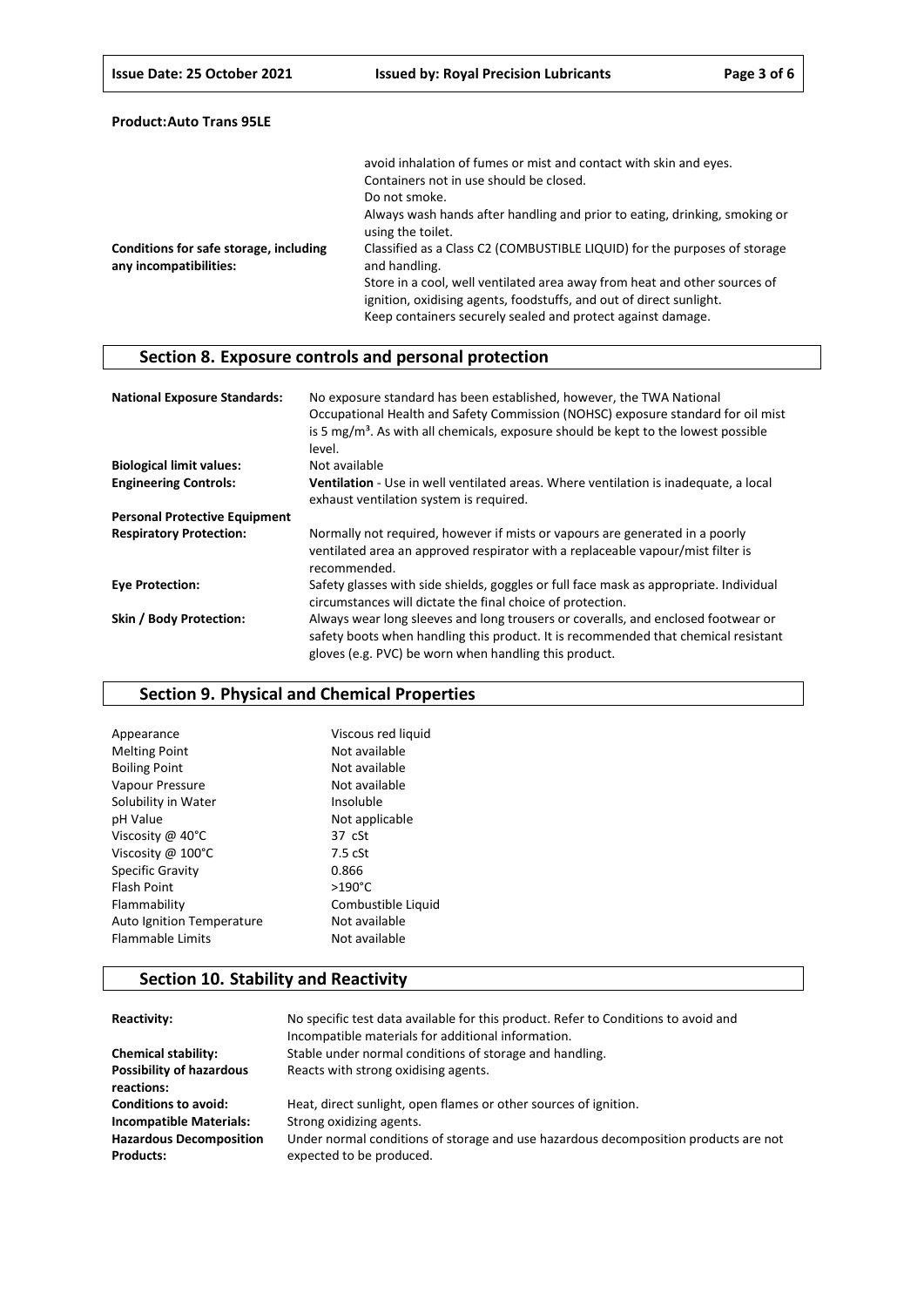**Product: Auto Trans 95LE**

| | |
|---|---|
| | avoid inhalation of fumes or mist and contact with skin and eyes.<br>Containers not in use should be closed.<br>Do not smoke.<br>Always wash hands after handling and prior to eating, drinking, smoking or using the toilet. |
| **Conditions for safe storage, including any incompatibilities:** | Classified as a Class C2 (COMBUSTIBLE LIQUID) for the purposes of storage and handling.<br>Store in a cool, well ventilated area away from heat and other sources of ignition, oxidising agents, foodstuffs, and out of direct sunlight.<br>Keep containers securely sealed and protect against damage. |

## Section 8. Exposure controls and personal protection

| | |
|---|---|
| **National Exposure Standards:** | No exposure standard has been established, however, the TWA National Occupational Health and Safety Commission (NOHSC) exposure standard for oil mist is 5 mg/m³. As with all chemicals, exposure should be kept to the lowest possible level. |
| **Biological limit values:** | Not available |
| **Engineering Controls:** | **Ventilation** - Use in well ventilated areas. Where ventilation is inadequate, a local exhaust ventilation system is required. |
| **Personal Protective Equipment** | |
| **Respiratory Protection:** | Normally not required, however if mists or vapours are generated in a poorly ventilated area an approved respirator with a replaceable vapour/mist filter is recommended. |
| **Eye Protection:** | Safety glasses with side shields, goggles or full face mask as appropriate. Individual circumstances will dictate the final choice of protection. |
| **Skin / Body Protection:** | Always wear long sleeves and long trousers or coveralls, and enclosed footwear or safety boots when handling this product. It is recommended that chemical resistant gloves (e.g. PVC) be worn when handling this product. |

## Section 9. Physical and Chemical Properties

| | |
|---|---|
| Appearance | Viscous red liquid |
| Melting Point | Not available |
| Boiling Point | Not available |
| Vapour Pressure | Not available |
| Solubility in Water | Insoluble |
| pH Value | Not applicable |
| Viscosity @ 40°C | 37 cSt |
| Viscosity @ 100°C | 7.5 cSt |
| Specific Gravity | 0.866 |
| Flash Point | >190°C |
| Flammability | Combustible Liquid |
| Auto Ignition Temperature | Not available |
| Flammable Limits | Not available |

## Section 10. Stability and Reactivity

| | |
|---|---|
| **Reactivity:** | No specific test data available for this product. Refer to Conditions to avoid and Incompatible materials for additional information. |
| **Chemical stability:** | Stable under normal conditions of storage and handling. |
| **Possibility of hazardous reactions:** | Reacts with strong oxidising agents. |
| **Conditions to avoid:** | Heat, direct sunlight, open flames or other sources of ignition. |
| **Incompatible Materials:** | Strong oxidizing agents. |
| **Hazardous Decomposition Products:** | Under normal conditions of storage and use hazardous decomposition products are not expected to be produced. |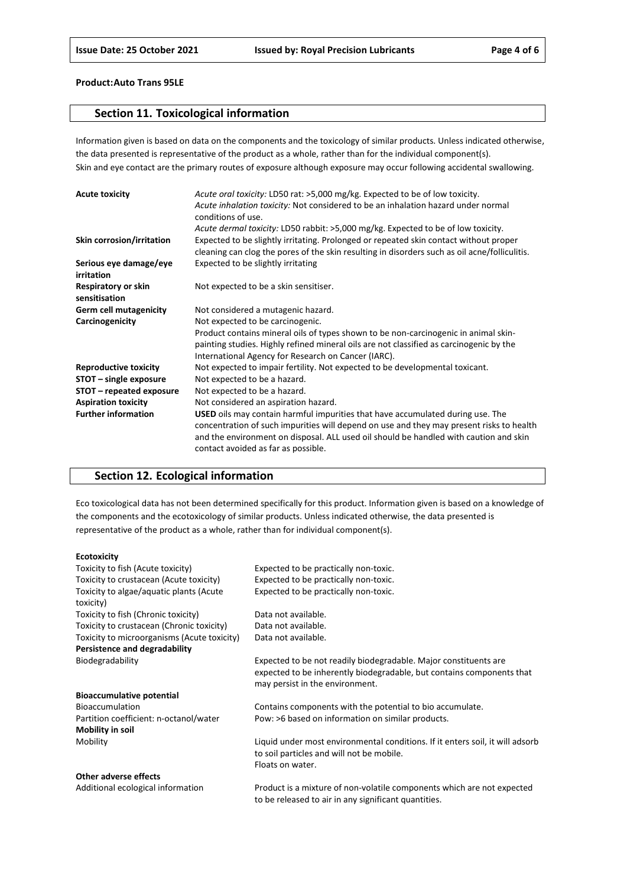**Product:Auto Trans 95LE**

## Section 11. Toxicological information

Information given is based on data on the components and the toxicology of similar products. Unless indicated otherwise, the data presented is representative of the product as a whole, rather than for the individual component(s).
Skin and eye contact are the primary routes of exposure although exposure may occur following accidental swallowing.

| | |
|---|---|
| **Acute toxicity** | *Acute oral toxicity:* LD50 rat: >5,000 mg/kg. Expected to be of low toxicity.<br>*Acute inhalation toxicity:* Not considered to be an inhalation hazard under normal conditions of use.<br>*Acute dermal toxicity:* LD50 rabbit: >5,000 mg/kg. Expected to be of low toxicity. |
| **Skin corrosion/irritation** | Expected to be slightly irritating. Prolonged or repeated skin contact without proper cleaning can clog the pores of the skin resulting in disorders such as oil acne/folliculitis. |
| **Serious eye damage/eye irritation** | Expected to be slightly irritating |
| **Respiratory or skin sensitisation** | Not expected to be a skin sensitiser. |
| **Germ cell mutagenicity** | Not considered a mutagenic hazard. |
| **Carcinogenicity** | Not expected to be carcinogenic.<br>Product contains mineral oils of types shown to be non-carcinogenic in animal skin-painting studies. Highly refined mineral oils are not classified as carcinogenic by the International Agency for Research on Cancer (IARC). |
| **Reproductive toxicity** | Not expected to impair fertility. Not expected to be developmental toxicant. |
| **STOT – single exposure** | Not expected to be a hazard. |
| **STOT – repeated exposure** | Not expected to be a hazard. |
| **Aspiration toxicity** | Not considered an aspiration hazard. |
| **Further information** | **USED** oils may contain harmful impurities that have accumulated during use. The concentration of such impurities will depend on use and they may present risks to health and the environment on disposal. ALL used oil should be handled with caution and skin contact avoided as far as possible. |

## Section 12. Ecological information

Eco toxicological data has not been determined specifically for this product. Information given is based on a knowledge of the components and the ecotoxicology of similar products. Unless indicated otherwise, the data presented is representative of the product as a whole, rather than for individual component(s).

| | |
|---|---|
| **Ecotoxicity** | |
| Toxicity to fish (Acute toxicity) | Expected to be practically non-toxic. |
| Toxicity to crustacean (Acute toxicity) | Expected to be practically non-toxic. |
| Toxicity to algae/aquatic plants (Acute toxicity) | Expected to be practically non-toxic. |
| Toxicity to fish (Chronic toxicity) | Data not available. |
| Toxicity to crustacean (Chronic toxicity) | Data not available. |
| Toxicity to microorganisms (Acute toxicity) | Data not available. |
| **Persistence and degradability** | |
| Biodegradability | Expected to be not readily biodegradable. Major constituents are expected to be inherently biodegradable, but contains components that may persist in the environment. |
| **Bioaccumulative potential** | |
| Bioaccumulation | Contains components with the potential to bio accumulate. |
| Partition coefficient: n-octanol/water | Pow: >6 based on information on similar products. |
| **Mobility in soil** | |
| Mobility | Liquid under most environmental conditions. If it enters soil, it will adsorb to soil particles and will not be mobile.<br>Floats on water. |
| **Other adverse effects** | |
| Additional ecological information | Product is a mixture of non-volatile components which are not expected to be released to air in any significant quantities. |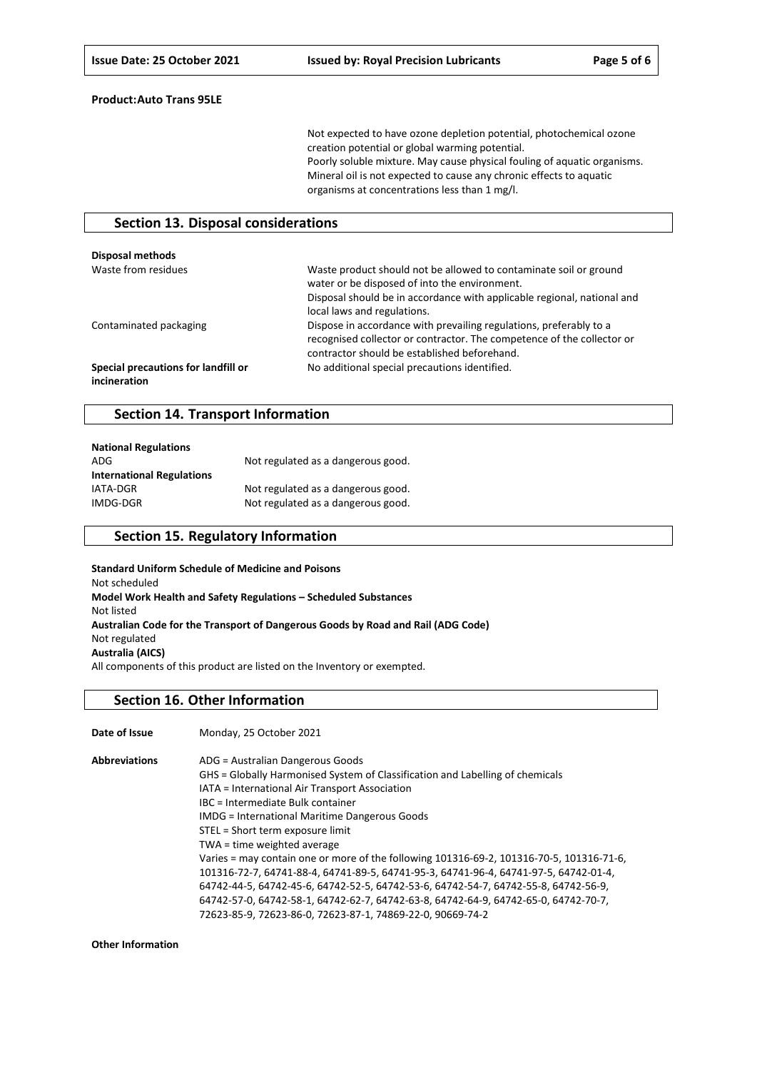**Product:Auto Trans 95LE**

Not expected to have ozone depletion potential, photochemical ozone creation potential or global warming potential.
Poorly soluble mixture. May cause physical fouling of aquatic organisms.
Mineral oil is not expected to cause any chronic effects to aquatic organisms at concentrations less than 1 mg/l.

## Section 13. Disposal considerations

**Disposal methods**

| | |
|---|---|
| Waste from residues | Waste product should not be allowed to contaminate soil or ground water or be disposed of into the environment.<br>Disposal should be in accordance with applicable regional, national and local laws and regulations. |
| Contaminated packaging | Dispose in accordance with prevailing regulations, preferably to a recognised collector or contractor. The competence of the collector or contractor should be established beforehand. |
| **Special precautions for landfill or incineration** | No additional special precautions identified. |

## Section 14. Transport Information

**National Regulations**

| | |
|---|---|
| ADG | Not regulated as a dangerous good. |

**International Regulations**

| | |
|---|---|
| IATA-DGR | Not regulated as a dangerous good. |
| IMDG-DGR | Not regulated as a dangerous good. |

## Section 15. Regulatory Information

**Standard Uniform Schedule of Medicine and Poisons**
Not scheduled
**Model Work Health and Safety Regulations – Scheduled Substances**
Not listed
**Australian Code for the Transport of Dangerous Goods by Road and Rail (ADG Code)**
Not regulated
**Australia (AICS)**
All components of this product are listed on the Inventory or exempted.

## Section 16. Other Information

**Date of Issue** Monday, 25 October 2021

**Abbreviations**

ADG = Australian Dangerous Goods
GHS = Globally Harmonised System of Classification and Labelling of chemicals
IATA = International Air Transport Association
IBC = Intermediate Bulk container
IMDG = International Maritime Dangerous Goods
STEL = Short term exposure limit
TWA = time weighted average
Varies = may contain one or more of the following 101316-69-2, 101316-70-5, 101316-71-6, 101316-72-7, 64741-88-4, 64741-89-5, 64741-95-3, 64741-96-4, 64741-97-5, 64742-01-4, 64742-44-5, 64742-45-6, 64742-52-5, 64742-53-6, 64742-54-7, 64742-55-8, 64742-56-9, 64742-57-0, 64742-58-1, 64742-62-7, 64742-63-8, 64742-64-9, 64742-65-0, 64742-70-7, 72623-85-9, 72623-86-0, 72623-87-1, 74869-22-0, 90669-74-2

**Other Information**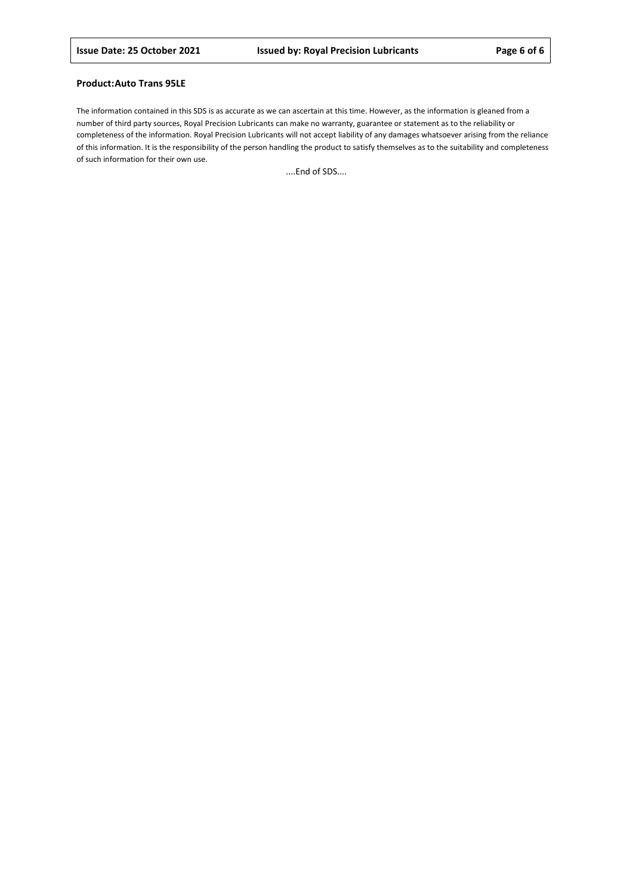**Product:Auto Trans 95LE**

The information contained in this SDS is as accurate as we can ascertain at this time. However, as the information is gleaned from a number of third party sources, Royal Precision Lubricants can make no warranty, guarantee or statement as to the reliability or completeness of the information. Royal Precision Lubricants will not accept liability of any damages whatsoever arising from the reliance of this information. It is the responsibility of the person handling the product to satisfy themselves as to the suitability and completeness of such information for their own use.

....End of SDS....